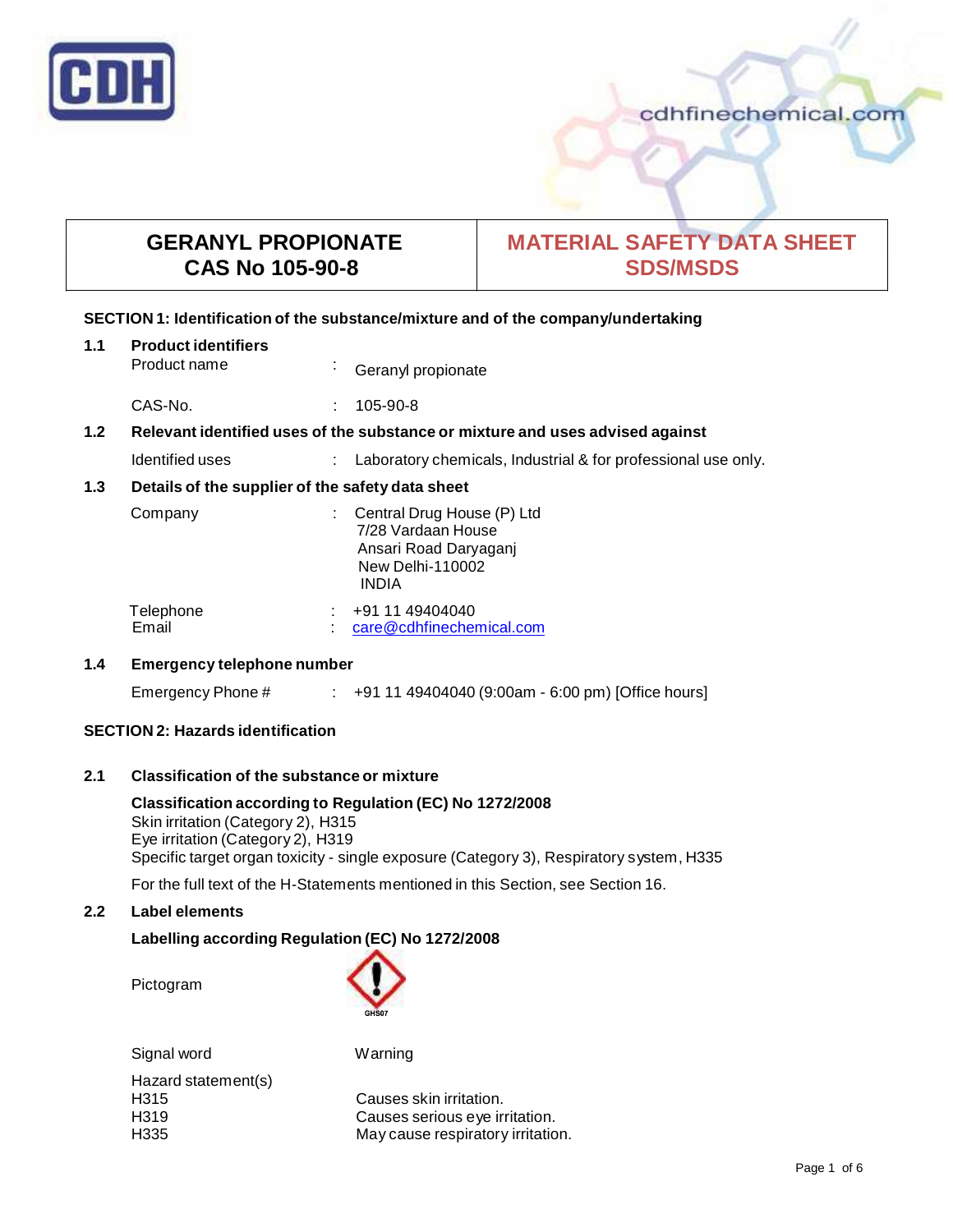| GERANYL PROPIONATE<br>CAS No 105-90-8 | MATERIAL SAFETY DATA SHEET<br>SDS/MSDS |
|---|---|

## SECTION 1: Identification of the substance/mixture and of the company/undertaking

### 1.1 Product identifiers

Product name : Geranyl propionate

CAS-No. : 105-90-8

### 1.2 Relevant identified uses of the substance or mixture and uses advised against

Identified uses : Laboratory chemicals, Industrial & for professional use only.

### 1.3 Details of the supplier of the safety data sheet

Company : Central Drug House (P) Ltd
7/28 Vardaan House
Ansari Road Daryaganj
New Delhi-110002
INDIA

Telephone : +91 11 49404040
Email : care@cdhfinechemical.com

### 1.4 Emergency telephone number

Emergency Phone # : +91 11 49404040 (9:00am - 6:00 pm) [Office hours]

## SECTION 2: Hazards identification

### 2.1 Classification of the substance or mixture

**Classification according to Regulation (EC) No 1272/2008**
Skin irritation (Category 2), H315
Eye irritation (Category 2), H319
Specific target organ toxicity - single exposure (Category 3), Respiratory system, H335

For the full text of the H-Statements mentioned in this Section, see Section 16.

### 2.2 Label elements

**Labelling according Regulation (EC) No 1272/2008**

Pictogram: GHS07

Signal word: Warning

Hazard statement(s)
H315 Causes skin irritation.
H319 Causes serious eye irritation.
H335 May cause respiratory irritation.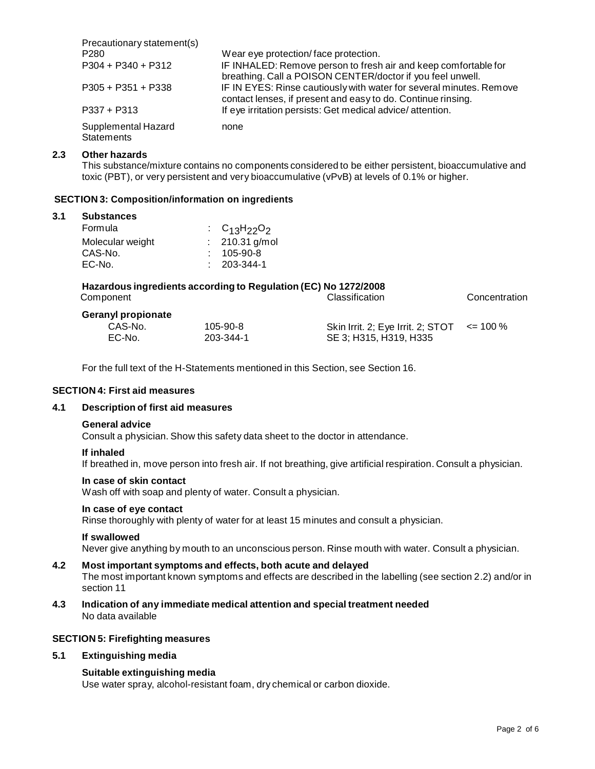Precautionary statement(s)

| | |
|---|---|
| P280 | Wear eye protection/ face protection. |
| P304 + P340 + P312 | IF INHALED: Remove person to fresh air and keep comfortable for breathing. Call a POISON CENTER/doctor if you feel unwell. |
| P305 + P351 + P338 | IF IN EYES: Rinse cautiously with water for several minutes. Remove contact lenses, if present and easy to do. Continue rinsing. |
| P337 + P313 | If eye irritation persists: Get medical advice/ attention. |
| Supplemental Hazard Statements | none |

## 2.3 Other hazards

This substance/mixture contains no components considered to be either persistent, bioaccumulative and toxic (PBT), or very persistent and very bioaccumulative (vPvB) at levels of 0.1% or higher.

# SECTION 3: Composition/information on ingredients

## 3.1 Substances

| | |
|---|---|
| Formula | : $C_{13}H_{22}O_2$ |
| Molecular weight | : 210.31 g/mol |
| CAS-No. | : 105-90-8 |
| EC-No. | : 203-344-1 |

**Hazardous ingredients according to Regulation (EC) No 1272/2008**

| Component | | Classification | Concentration |
|---|---|---|---|
| **Geranyl propionate** | | | |
| CAS-No. EC-No. | 105-90-8 203-344-1 | Skin Irrit. 2; Eye Irrit. 2; STOT SE 3; H315, H319, H335 | <= 100 % |

For the full text of the H-Statements mentioned in this Section, see Section 16.

# SECTION 4: First aid measures

## 4.1 Description of first aid measures

**General advice**

Consult a physician. Show this safety data sheet to the doctor in attendance.

**If inhaled**

If breathed in, move person into fresh air. If not breathing, give artificial respiration. Consult a physician.

**In case of skin contact**

Wash off with soap and plenty of water. Consult a physician.

**In case of eye contact**

Rinse thoroughly with plenty of water for at least 15 minutes and consult a physician.

**If swallowed**

Never give anything by mouth to an unconscious person. Rinse mouth with water. Consult a physician.

## 4.2 Most important symptoms and effects, both acute and delayed

The most important known symptoms and effects are described in the labelling (see section 2.2) and/or in section 11

## 4.3 Indication of any immediate medical attention and special treatment needed

No data available

# SECTION 5: Firefighting measures

## 5.1 Extinguishing media

**Suitable extinguishing media**

Use water spray, alcohol-resistant foam, dry chemical or carbon dioxide.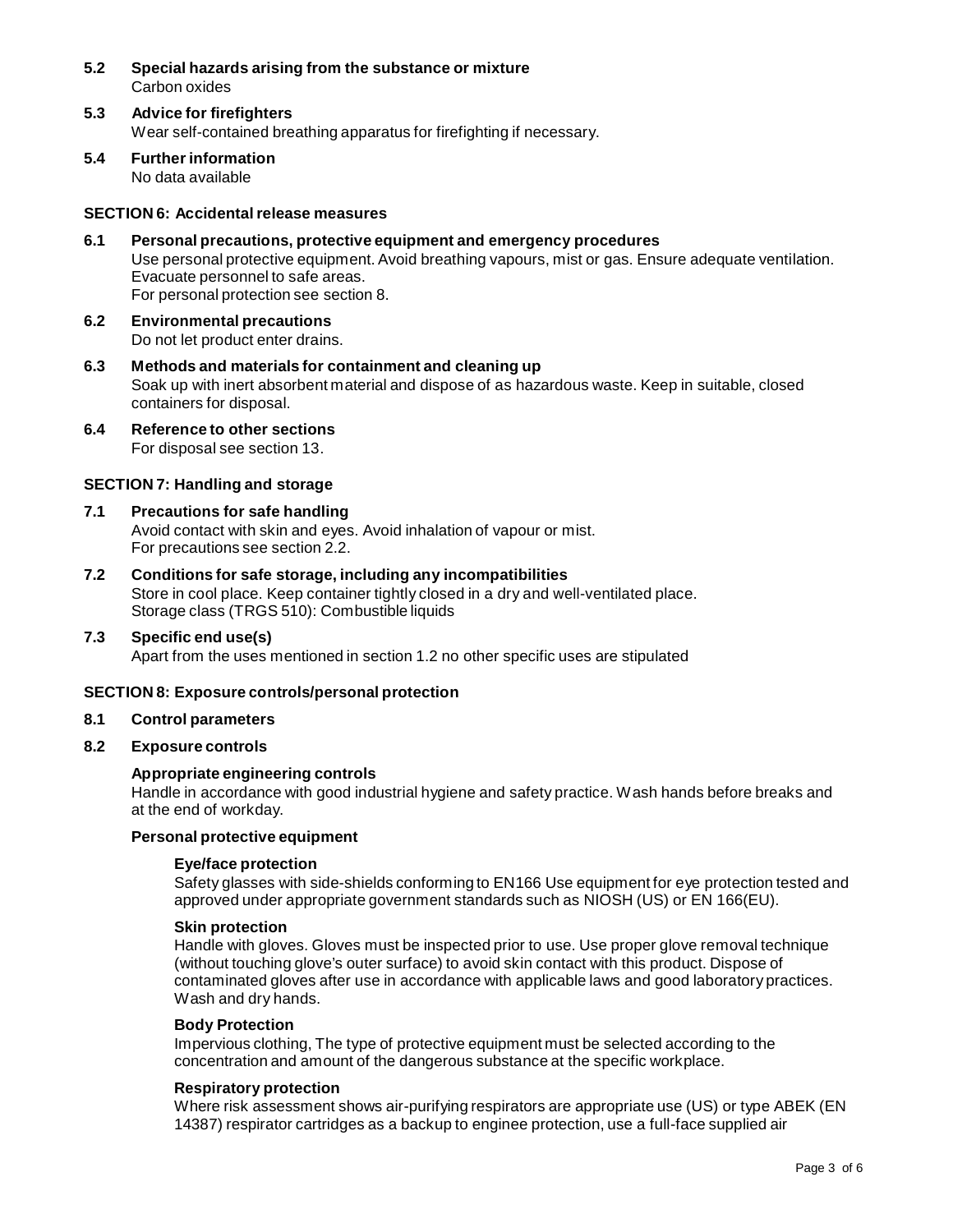**5.2 Special hazards arising from the substance or mixture**
Carbon oxides

**5.3 Advice for firefighters**
Wear self-contained breathing apparatus for firefighting if necessary.

**5.4 Further information**
No data available

## SECTION 6: Accidental release measures

**6.1 Personal precautions, protective equipment and emergency procedures**
Use personal protective equipment. Avoid breathing vapours, mist or gas. Ensure adequate ventilation. Evacuate personnel to safe areas.
For personal protection see section 8.

**6.2 Environmental precautions**
Do not let product enter drains.

**6.3 Methods and materials for containment and cleaning up**
Soak up with inert absorbent material and dispose of as hazardous waste. Keep in suitable, closed containers for disposal.

**6.4 Reference to other sections**
For disposal see section 13.

## SECTION 7: Handling and storage

**7.1 Precautions for safe handling**
Avoid contact with skin and eyes. Avoid inhalation of vapour or mist.
For precautions see section 2.2.

**7.2 Conditions for safe storage, including any incompatibilities**
Store in cool place. Keep container tightly closed in a dry and well-ventilated place.
Storage class (TRGS 510): Combustible liquids

**7.3 Specific end use(s)**
Apart from the uses mentioned in section 1.2 no other specific uses are stipulated

## SECTION 8: Exposure controls/personal protection

**8.1 Control parameters**

**8.2 Exposure controls**

**Appropriate engineering controls**
Handle in accordance with good industrial hygiene and safety practice. Wash hands before breaks and at the end of workday.

**Personal protective equipment**

**Eye/face protection**
Safety glasses with side-shields conforming to EN166 Use equipment for eye protection tested and approved under appropriate government standards such as NIOSH (US) or EN 166(EU).

**Skin protection**
Handle with gloves. Gloves must be inspected prior to use. Use proper glove removal technique (without touching glove's outer surface) to avoid skin contact with this product. Dispose of contaminated gloves after use in accordance with applicable laws and good laboratory practices. Wash and dry hands.

**Body Protection**
Impervious clothing, The type of protective equipment must be selected according to the concentration and amount of the dangerous substance at the specific workplace.

**Respiratory protection**
Where risk assessment shows air-purifying respirators are appropriate use (US) or type ABEK (EN 14387) respirator cartridges as a backup to enginee protection, use a full-face supplied air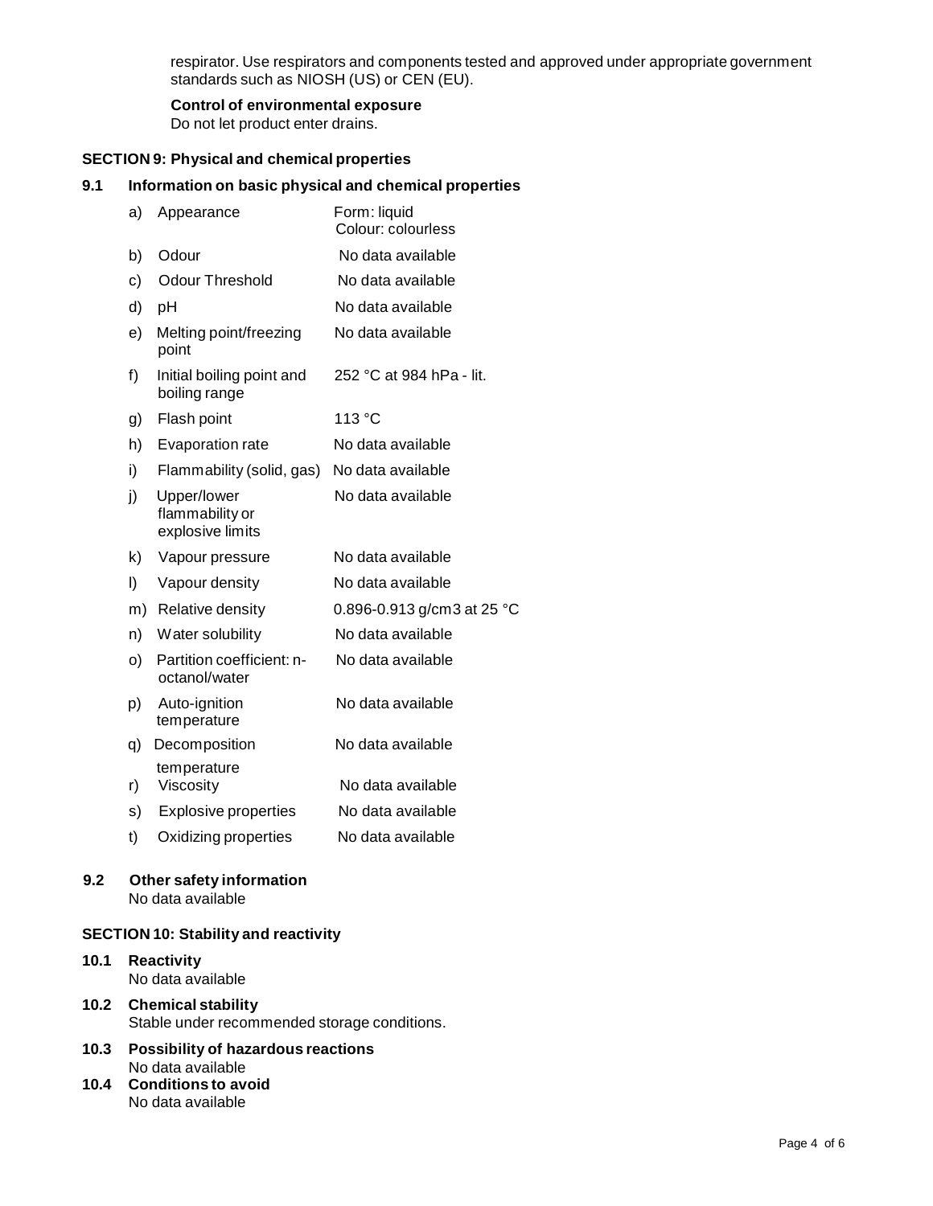respirator. Use respirators and components tested and approved under appropriate government standards such as NIOSH (US) or CEN (EU).

**Control of environmental exposure**
Do not let product enter drains.

## SECTION 9: Physical and chemical properties

### 9.1 Information on basic physical and chemical properties

| | | |
|---|---|---|
| a) | Appearance | Form: liquid<br>Colour: colourless |
| b) | Odour | No data available |
| c) | Odour Threshold | No data available |
| d) | pH | No data available |
| e) | Melting point/freezing point | No data available |
| f) | Initial boiling point and boiling range | 252 °C at 984 hPa - lit. |
| g) | Flash point | 113 °C |
| h) | Evaporation rate | No data available |
| i) | Flammability (solid, gas) | No data available |
| j) | Upper/lower flammability or explosive limits | No data available |
| k) | Vapour pressure | No data available |
| l) | Vapour density | No data available |
| m) | Relative density | 0.896-0.913 g/cm3 at 25 °C |
| n) | Water solubility | No data available |
| o) | Partition coefficient: n-octanol/water | No data available |
| p) | Auto-ignition temperature | No data available |
| q) | Decomposition temperature | No data available |
| r) | Viscosity | No data available |
| s) | Explosive properties | No data available |
| t) | Oxidizing properties | No data available |

### 9.2 Other safety information
No data available

## SECTION 10: Stability and reactivity

### 10.1 Reactivity
No data available

### 10.2 Chemical stability
Stable under recommended storage conditions.

### 10.3 Possibility of hazardous reactions
No data available

### 10.4 Conditions to avoid
No data available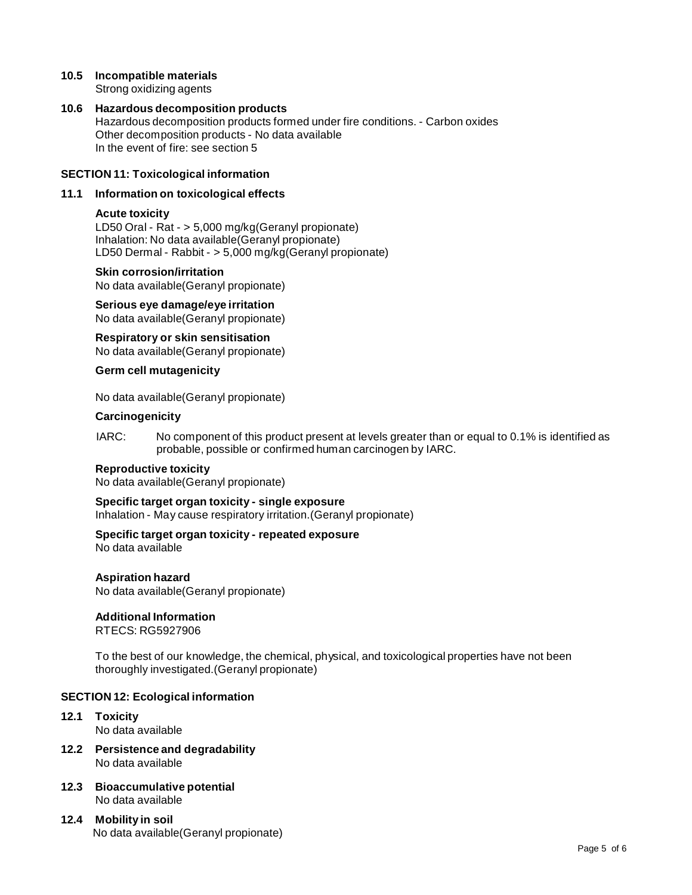### 10.5 Incompatible materials

Strong oxidizing agents

### 10.6 Hazardous decomposition products

Hazardous decomposition products formed under fire conditions. - Carbon oxides
Other decomposition products - No data available
In the event of fire: see section 5

## SECTION 11: Toxicological information

### 11.1 Information on toxicological effects

**Acute toxicity**
LD50 Oral - Rat - > 5,000 mg/kg(Geranyl propionate)
Inhalation: No data available(Geranyl propionate)
LD50 Dermal - Rabbit - > 5,000 mg/kg(Geranyl propionate)

**Skin corrosion/irritation**
No data available(Geranyl propionate)

**Serious eye damage/eye irritation**
No data available(Geranyl propionate)

**Respiratory or skin sensitisation**
No data available(Geranyl propionate)

**Germ cell mutagenicity**

No data available(Geranyl propionate)

**Carcinogenicity**

IARC: No component of this product present at levels greater than or equal to 0.1% is identified as probable, possible or confirmed human carcinogen by IARC.

**Reproductive toxicity**
No data available(Geranyl propionate)

**Specific target organ toxicity - single exposure**
Inhalation - May cause respiratory irritation.(Geranyl propionate)

**Specific target organ toxicity - repeated exposure**
No data available

**Aspiration hazard**
No data available(Geranyl propionate)

**Additional Information**
RTECS: RG5927906

To the best of our knowledge, the chemical, physical, and toxicological properties have not been thoroughly investigated.(Geranyl propionate)

## SECTION 12: Ecological information

### 12.1 Toxicity

No data available

### 12.2 Persistence and degradability

No data available

### 12.3 Bioaccumulative potential

No data available

### 12.4 Mobility in soil

No data available(Geranyl propionate)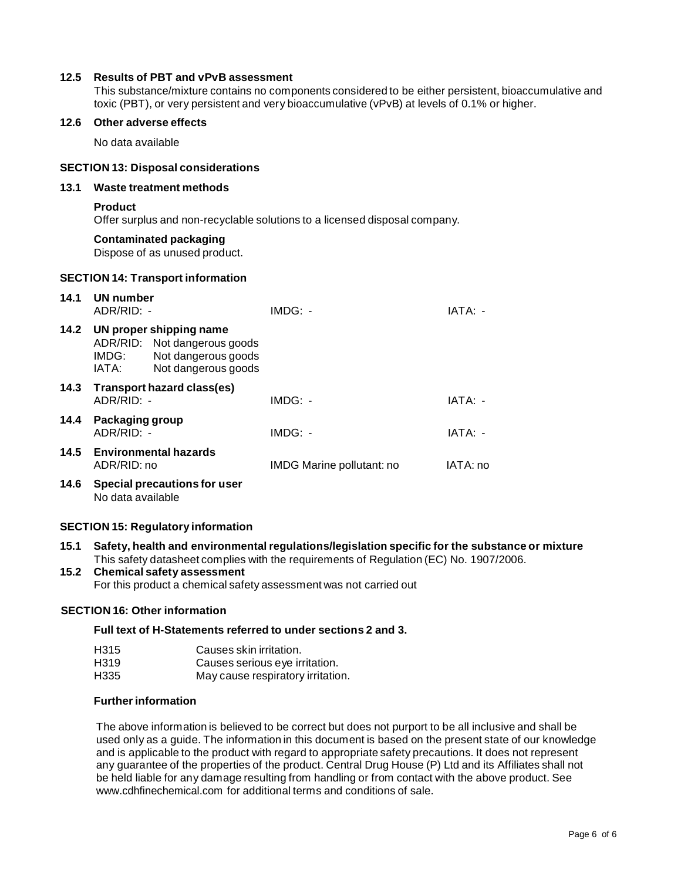### 12.5 Results of PBT and vPvB assessment

This substance/mixture contains no components considered to be either persistent, bioaccumulative and toxic (PBT), or very persistent and very bioaccumulative (vPvB) at levels of 0.1% or higher.

### 12.6 Other adverse effects

No data available

## SECTION 13: Disposal considerations

### 13.1 Waste treatment methods

**Product**

Offer surplus and non-recyclable solutions to a licensed disposal company.

**Contaminated packaging**

Dispose of as unused product.

## SECTION 14: Transport information

### 14.1 UN number

| | | |
|---|---|---|
| ADR/RID: - | IMDG: - | IATA: - |

### 14.2 UN proper shipping name

| | |
|---|---|
| ADR/RID: | Not dangerous goods |
| IMDG: | Not dangerous goods |
| IATA: | Not dangerous goods |

### 14.3 Transport hazard class(es)

| | | |
|---|---|---|
| ADR/RID: - | IMDG: - | IATA: - |

### 14.4 Packaging group

| | | |
|---|---|---|
| ADR/RID: - | IMDG: - | IATA: - |

### 14.5 Environmental hazards

| | | |
|---|---|---|
| ADR/RID: no | IMDG Marine pollutant: no | IATA: no |

### 14.6 Special precautions for user

No data available

## SECTION 15: Regulatory information

### 15.1 Safety, health and environmental regulations/legislation specific for the substance or mixture

This safety datasheet complies with the requirements of Regulation (EC) No. 1907/2006.

### 15.2 Chemical safety assessment

For this product a chemical safety assessment was not carried out

## SECTION 16: Other information

**Full text of H-Statements referred to under sections 2 and 3.**

| | |
|---|---|
| H315 | Causes skin irritation. |
| H319 | Causes serious eye irritation. |
| H335 | May cause respiratory irritation. |

**Further information**

The above information is believed to be correct but does not purport to be all inclusive and shall be used only as a guide. The information in this document is based on the present state of our knowledge and is applicable to the product with regard to appropriate safety precautions. It does not represent any guarantee of the properties of the product. Central Drug House (P) Ltd and its Affiliates shall not be held liable for any damage resulting from handling or from contact with the above product. See www.cdhfinechemical.com for additional terms and conditions of sale.